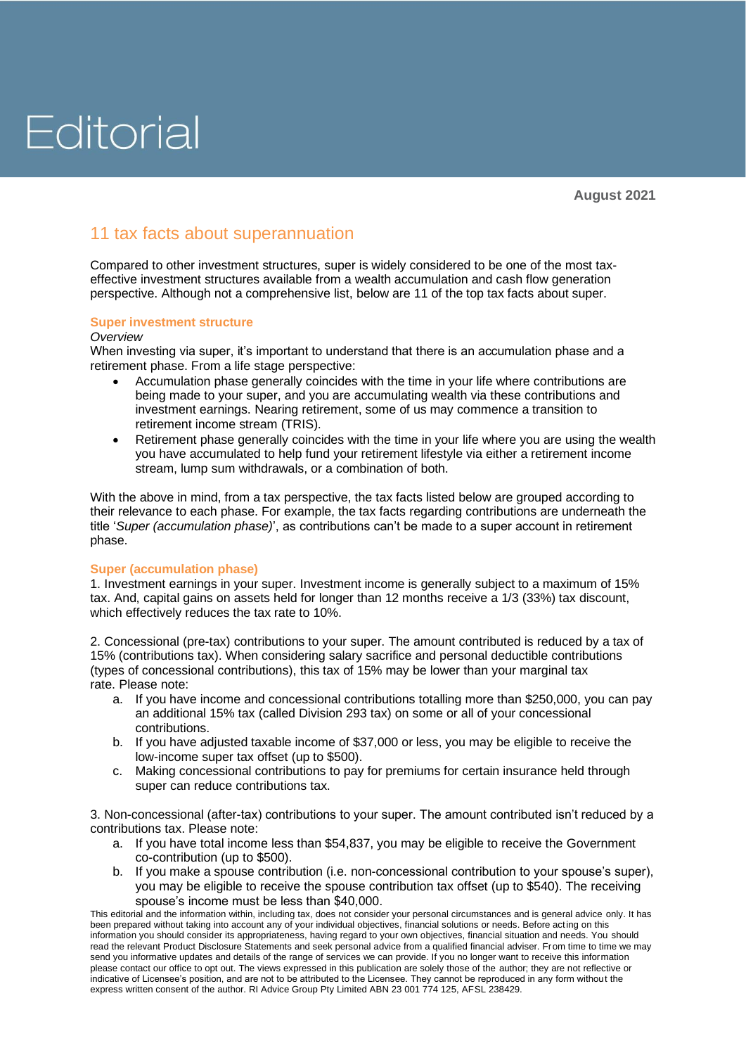# Editorial

**August 2021**

## 11 tax facts about superannuation

Compared to other investment structures, super is widely considered to be one of the most tax-effective investment structures available from a wealth accumulation and cash flow generation perspective. Although not a comprehensive list, below are 11 of the top tax facts about super.

### Super investment structure

*Overview*

When investing via super, it's important to understand that there is an accumulation phase and a retirement phase. From a life stage perspective:

- Accumulation phase generally coincides with the time in your life where contributions are being made to your super, and you are accumulating wealth via these contributions and investment earnings. Nearing retirement, some of us may commence a transition to retirement income stream (TRIS).
- Retirement phase generally coincides with the time in your life where you are using the wealth you have accumulated to help fund your retirement lifestyle via either a retirement income stream, lump sum withdrawals, or a combination of both.

With the above in mind, from a tax perspective, the tax facts listed below are grouped according to their relevance to each phase. For example, the tax facts regarding contributions are underneath the title '*Super (accumulation phase)*', as contributions can't be made to a super account in retirement phase.

### Super (accumulation phase)

1. Investment earnings in your super. Investment income is generally subject to a maximum of 15% tax. And, capital gains on assets held for longer than 12 months receive a 1/3 (33%) tax discount, which effectively reduces the tax rate to 10%.

2. Concessional (pre-tax) contributions to your super. The amount contributed is reduced by a tax of 15% (contributions tax). When considering salary sacrifice and personal deductible contributions (types of concessional contributions), this tax of 15% may be lower than your marginal tax rate. Please note:
   a. If you have income and concessional contributions totalling more than $250,000, you can pay an additional 15% tax (called Division 293 tax) on some or all of your concessional contributions.
   b. If you have adjusted taxable income of $37,000 or less, you may be eligible to receive the low-income super tax offset (up to $500).
   c. Making concessional contributions to pay for premiums for certain insurance held through super can reduce contributions tax.

3. Non-concessional (after-tax) contributions to your super. The amount contributed isn't reduced by a contributions tax. Please note:
   a. If you have total income less than $54,837, you may be eligible to receive the Government co-contribution (up to $500).
   b. If you make a spouse contribution (i.e. non-concessional contribution to your spouse's super), you may be eligible to receive the spouse contribution tax offset (up to $540). The receiving spouse's income must be less than $40,000.

This editorial and the information within, including tax, does not consider your personal circumstances and is general advice only. It has been prepared without taking into account any of your individual objectives, financial solutions or needs. Before acting on this information you should consider its appropriateness, having regard to your own objectives, financial situation and needs. You should read the relevant Product Disclosure Statements and seek personal advice from a qualified financial adviser. From time to time we may send you informative updates and details of the range of services we can provide. If you no longer want to receive this information please contact our office to opt out. The views expressed in this publication are solely those of the author; they are not reflective or indicative of Licensee's position, and are not to be attributed to the Licensee. They cannot be reproduced in any form without the express written consent of the author. RI Advice Group Pty Limited ABN 23 001 774 125, AFSL 238429.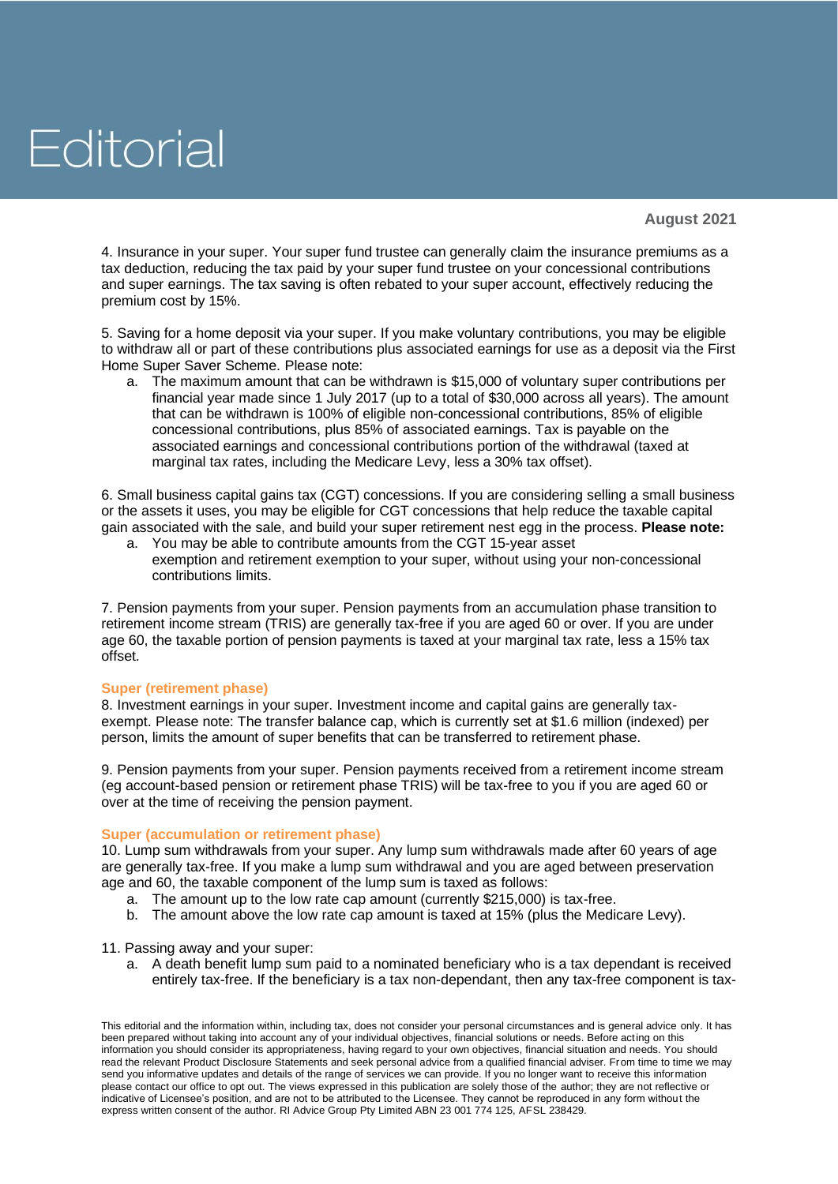# Editorial

**August 2021**

4. Insurance in your super. Your super fund trustee can generally claim the insurance premiums as a tax deduction, reducing the tax paid by your super fund trustee on your concessional contributions and super earnings. The tax saving is often rebated to your super account, effectively reducing the premium cost by 15%.

5. Saving for a home deposit via your super. If you make voluntary contributions, you may be eligible to withdraw all or part of these contributions plus associated earnings for use as a deposit via the First Home Super Saver Scheme. Please note:

   a. The maximum amount that can be withdrawn is $15,000 of voluntary super contributions per financial year made since 1 July 2017 (up to a total of $30,000 across all years). The amount that can be withdrawn is 100% of eligible non-concessional contributions, 85% of eligible concessional contributions, plus 85% of associated earnings. Tax is payable on the associated earnings and concessional contributions portion of the withdrawal (taxed at marginal tax rates, including the Medicare Levy, less a 30% tax offset).

6. Small business capital gains tax (CGT) concessions. If you are considering selling a small business or the assets it uses, you may be eligible for CGT concessions that help reduce the taxable capital gain associated with the sale, and build your super retirement nest egg in the process. **Please note:**

   a. You may be able to contribute amounts from the CGT 15-year asset exemption and retirement exemption to your super, without using your non-concessional contributions limits.

7. Pension payments from your super. Pension payments from an accumulation phase transition to retirement income stream (TRIS) are generally tax-free if you are aged 60 or over. If you are under age 60, the taxable portion of pension payments is taxed at your marginal tax rate, less a 15% tax offset.

### Super (retirement phase)

8. Investment earnings in your super. Investment income and capital gains are generally tax-exempt. Please note: The transfer balance cap, which is currently set at $1.6 million (indexed) per person, limits the amount of super benefits that can be transferred to retirement phase.

9. Pension payments from your super. Pension payments received from a retirement income stream (eg account-based pension or retirement phase TRIS) will be tax-free to you if you are aged 60 or over at the time of receiving the pension payment.

### Super (accumulation or retirement phase)

10. Lump sum withdrawals from your super. Any lump sum withdrawals made after 60 years of age are generally tax-free. If you make a lump sum withdrawal and you are aged between preservation age and 60, the taxable component of the lump sum is taxed as follows:

    a. The amount up to the low rate cap amount (currently $215,000) is tax-free.
    b. The amount above the low rate cap amount is taxed at 15% (plus the Medicare Levy).

11. Passing away and your super:

    a. A death benefit lump sum paid to a nominated beneficiary who is a tax dependant is received entirely tax-free. If the beneficiary is a tax non-dependant, then any tax-free component is tax-

This editorial and the information within, including tax, does not consider your personal circumstances and is general advice only. It has been prepared without taking into account any of your individual objectives, financial solutions or needs. Before acting on this information you should consider its appropriateness, having regard to your own objectives, financial situation and needs. You should read the relevant Product Disclosure Statements and seek personal advice from a qualified financial adviser. From time to time we may send you informative updates and details of the range of services we can provide. If you no longer want to receive this information please contact our office to opt out. The views expressed in this publication are solely those of the author; they are not reflective or indicative of Licensee's position, and are not to be attributed to the Licensee. They cannot be reproduced in any form without the express written consent of the author. RI Advice Group Pty Limited ABN 23 001 774 125, AFSL 238429.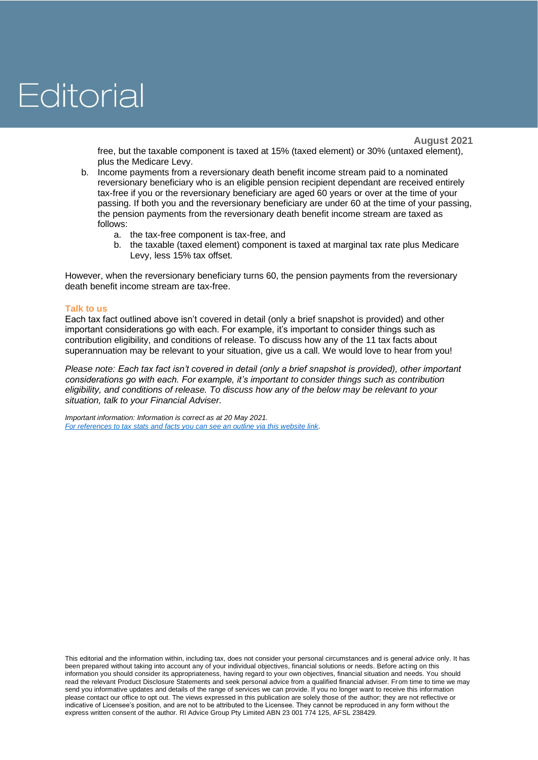# Editorial

**August 2021**

free, but the taxable component is taxed at 15% (taxed element) or 30% (untaxed element), plus the Medicare Levy.

b. Income payments from a reversionary death benefit income stream paid to a nominated reversionary beneficiary who is an eligible pension recipient dependant are received entirely tax-free if you or the reversionary beneficiary are aged 60 years or over at the time of your passing. If both you and the reversionary beneficiary are under 60 at the time of your passing, the pension payments from the reversionary death benefit income stream are taxed as follows:
    a. the tax-free component is tax-free, and
    b. the taxable (taxed element) component is taxed at marginal tax rate plus Medicare Levy, less 15% tax offset.

However, when the reversionary beneficiary turns 60, the pension payments from the reversionary death benefit income stream are tax-free.

### Talk to us

Each tax fact outlined above isn't covered in detail (only a brief snapshot is provided) and other important considerations go with each. For example, it's important to consider things such as contribution eligibility, and conditions of release. To discuss how any of the 11 tax facts about superannuation may be relevant to your situation, give us a call. We would love to hear from you!

*Please note: Each tax fact isn't covered in detail (only a brief snapshot is provided), other important considerations go with each. For example, it's important to consider things such as contribution eligibility, and conditions of release. To discuss how any of the below may be relevant to your situation, talk to your Financial Adviser.*

*Important information: Information is correct as at 20 May 2021.*
*For references to tax stats and facts you can see an outline via this website link.*

This editorial and the information within, including tax, does not consider your personal circumstances and is general advice only. It has been prepared without taking into account any of your individual objectives, financial solutions or needs. Before acting on this information you should consider its appropriateness, having regard to your own objectives, financial situation and needs. You should read the relevant Product Disclosure Statements and seek personal advice from a qualified financial adviser. From time to time we may send you informative updates and details of the range of services we can provide. If you no longer want to receive this information please contact our office to opt out. The views expressed in this publication are solely those of the author; they are not reflective or indicative of Licensee's position, and are not to be attributed to the Licensee. They cannot be reproduced in any form without the express written consent of the author. RI Advice Group Pty Limited ABN 23 001 774 125, AFSL 238429.